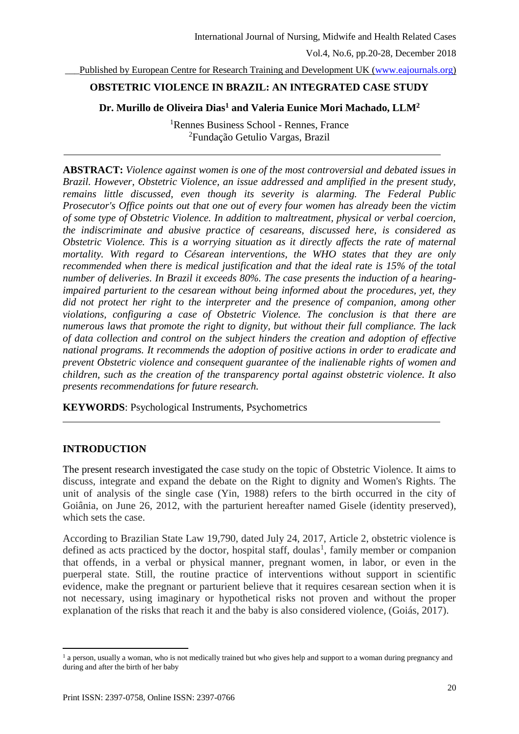# OBSTETRIC VIOLENCE IN BRAZIL: AN INTEGRATED CASE STUDY

**Dr. Murillo de Oliveira Dias[1] and Valeria Eunice Mori Machado, LLM[2]**

[1]Rennes Business School - Rennes, France
[2]Fundação Getulio Vargas, Brazil

---

**ABSTRACT:** *Violence against women is one of the most controversial and debated issues in Brazil. However, Obstetric Violence, an issue addressed and amplified in the present study, remains little discussed, even though its severity is alarming. The Federal Public Prosecutor's Office points out that one out of every four women has already been the victim of some type of Obstetric Violence. In addition to maltreatment, physical or verbal coercion, the indiscriminate and abusive practice of cesareans, discussed here, is considered as Obstetric Violence. This is a worrying situation as it directly affects the rate of maternal mortality. With regard to Césarean interventions, the WHO states that they are only recommended when there is medical justification and that the ideal rate is 15% of the total number of deliveries. In Brazil it exceeds 80%. The case presents the induction of a hearing-impaired parturient to the cesarean without being informed about the procedures, yet, they did not protect her right to the interpreter and the presence of companion, among other violations, configuring a case of Obstetric Violence. The conclusion is that there are numerous laws that promote the right to dignity, but without their full compliance. The lack of data collection and control on the subject hinders the creation and adoption of effective national programs. It recommends the adoption of positive actions in order to eradicate and prevent Obstetric violence and consequent guarantee of the inalienable rights of women and children, such as the creation of the transparency portal against obstetric violence. It also presents recommendations for future research.*

**KEYWORDS**: Psychological Instruments, Psychometrics

---

## INTRODUCTION

The present research investigated the case study on the topic of Obstetric Violence. It aims to discuss, integrate and expand the debate on the Right to dignity and Women's Rights. The unit of analysis of the single case (Yin, 1988) refers to the birth occurred in the city of Goiânia, on June 26, 2012, with the parturient hereafter named Gisele (identity preserved), which sets the case.

According to Brazilian State Law 19,790, dated July 24, 2017, Article 2, obstetric violence is defined as acts practiced by the doctor, hospital staff, doulas[1], family member or companion that offends, in a verbal or physical manner, pregnant women, in labor, or even in the puerperal state. Still, the routine practice of interventions without support in scientific evidence, make the pregnant or parturient believe that it requires cesarean section when it is not necessary, using imaginary or hypothetical risks not proven and without the proper explanation of the risks that reach it and the baby is also considered violence, (Goiás, 2017).

---

[1] a person, usually a woman, who is not medically trained but who gives help and support to a woman during pregnancy and during and after the birth of her baby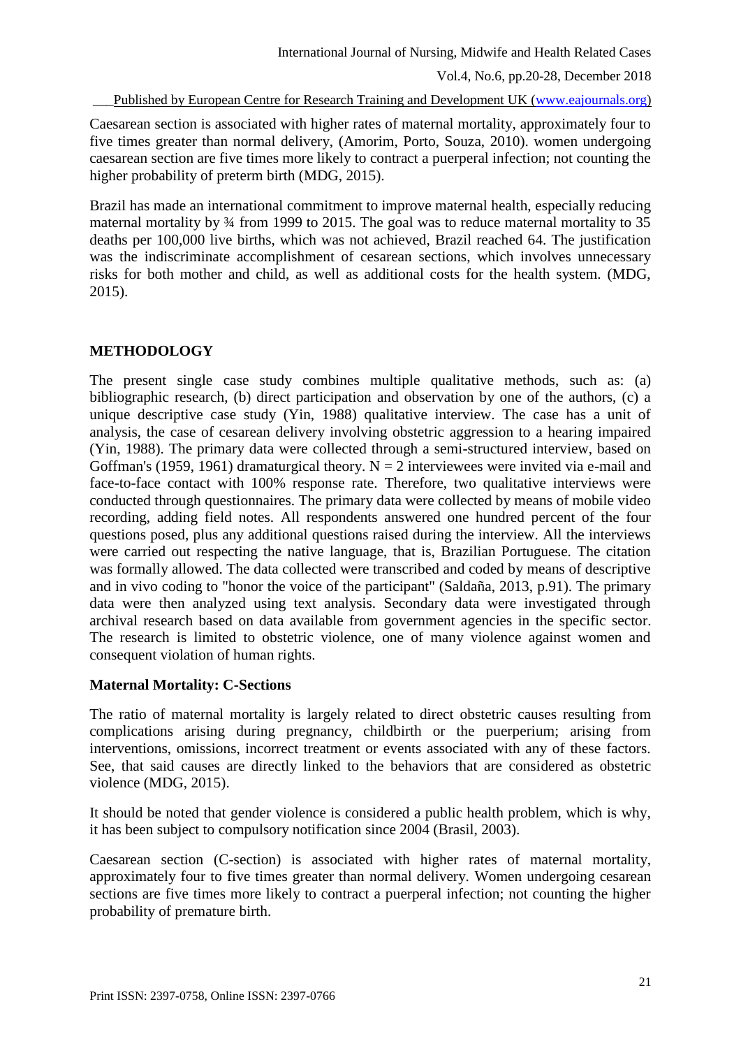Caesarean section is associated with higher rates of maternal mortality, approximately four to five times greater than normal delivery, (Amorim, Porto, Souza, 2010). women undergoing caesarean section are five times more likely to contract a puerperal infection; not counting the higher probability of preterm birth (MDG, 2015).

Brazil has made an international commitment to improve maternal health, especially reducing maternal mortality by ¾ from 1999 to 2015. The goal was to reduce maternal mortality to 35 deaths per 100,000 live births, which was not achieved, Brazil reached 64. The justification was the indiscriminate accomplishment of cesarean sections, which involves unnecessary risks for both mother and child, as well as additional costs for the health system. (MDG, 2015).

## METHODOLOGY

The present single case study combines multiple qualitative methods, such as: (a) bibliographic research, (b) direct participation and observation by one of the authors, (c) a unique descriptive case study (Yin, 1988) qualitative interview. The case has a unit of analysis, the case of cesarean delivery involving obstetric aggression to a hearing impaired (Yin, 1988). The primary data were collected through a semi-structured interview, based on Goffman's (1959, 1961) dramaturgical theory. N = 2 interviewees were invited via e-mail and face-to-face contact with 100% response rate. Therefore, two qualitative interviews were conducted through questionnaires. The primary data were collected by means of mobile video recording, adding field notes. All respondents answered one hundred percent of the four questions posed, plus any additional questions raised during the interview. All the interviews were carried out respecting the native language, that is, Brazilian Portuguese. The citation was formally allowed. The data collected were transcribed and coded by means of descriptive and in vivo coding to "honor the voice of the participant" (Saldaña, 2013, p.91). The primary data were then analyzed using text analysis. Secondary data were investigated through archival research based on data available from government agencies in the specific sector. The research is limited to obstetric violence, one of many violence against women and consequent violation of human rights.

### Maternal Mortality: C-Sections

The ratio of maternal mortality is largely related to direct obstetric causes resulting from complications arising during pregnancy, childbirth or the puerperium; arising from interventions, omissions, incorrect treatment or events associated with any of these factors. See, that said causes are directly linked to the behaviors that are considered as obstetric violence (MDG, 2015).

It should be noted that gender violence is considered a public health problem, which is why, it has been subject to compulsory notification since 2004 (Brasil, 2003).

Caesarean section (C-section) is associated with higher rates of maternal mortality, approximately four to five times greater than normal delivery. Women undergoing cesarean sections are five times more likely to contract a puerperal infection; not counting the higher probability of premature birth.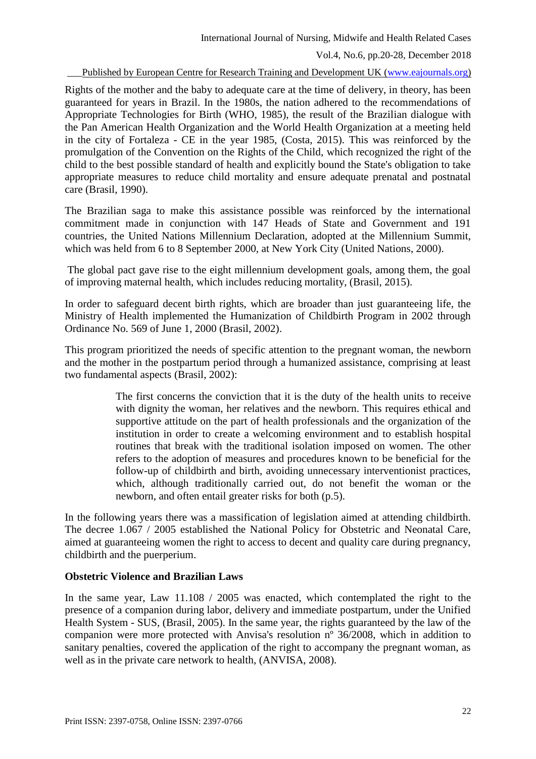Rights of the mother and the baby to adequate care at the time of delivery, in theory, has been guaranteed for years in Brazil. In the 1980s, the nation adhered to the recommendations of Appropriate Technologies for Birth (WHO, 1985), the result of the Brazilian dialogue with the Pan American Health Organization and the World Health Organization at a meeting held in the city of Fortaleza - CE in the year 1985, (Costa, 2015). This was reinforced by the promulgation of the Convention on the Rights of the Child, which recognized the right of the child to the best possible standard of health and explicitly bound the State's obligation to take appropriate measures to reduce child mortality and ensure adequate prenatal and postnatal care (Brasil, 1990).

The Brazilian saga to make this assistance possible was reinforced by the international commitment made in conjunction with 147 Heads of State and Government and 191 countries, the United Nations Millennium Declaration, adopted at the Millennium Summit, which was held from 6 to 8 September 2000, at New York City (United Nations, 2000).

The global pact gave rise to the eight millennium development goals, among them, the goal of improving maternal health, which includes reducing mortality, (Brasil, 2015).

In order to safeguard decent birth rights, which are broader than just guaranteeing life, the Ministry of Health implemented the Humanization of Childbirth Program in 2002 through Ordinance No. 569 of June 1, 2000 (Brasil, 2002).

This program prioritized the needs of specific attention to the pregnant woman, the newborn and the mother in the postpartum period through a humanized assistance, comprising at least two fundamental aspects (Brasil, 2002):

> The first concerns the conviction that it is the duty of the health units to receive with dignity the woman, her relatives and the newborn. This requires ethical and supportive attitude on the part of health professionals and the organization of the institution in order to create a welcoming environment and to establish hospital routines that break with the traditional isolation imposed on women. The other refers to the adoption of measures and procedures known to be beneficial for the follow-up of childbirth and birth, avoiding unnecessary interventionist practices, which, although traditionally carried out, do not benefit the woman or the newborn, and often entail greater risks for both (p.5).

In the following years there was a massification of legislation aimed at attending childbirth. The decree 1.067 / 2005 established the National Policy for Obstetric and Neonatal Care, aimed at guaranteeing women the right to access to decent and quality care during pregnancy, childbirth and the puerperium.

**Obstetric Violence and Brazilian Laws**

In the same year, Law 11.108 / 2005 was enacted, which contemplated the right to the presence of a companion during labor, delivery and immediate postpartum, under the Unified Health System - SUS, (Brasil, 2005). In the same year, the rights guaranteed by the law of the companion were more protected with Anvisa's resolution nº 36/2008, which in addition to sanitary penalties, covered the application of the right to accompany the pregnant woman, as well as in the private care network to health, (ANVISA, 2008).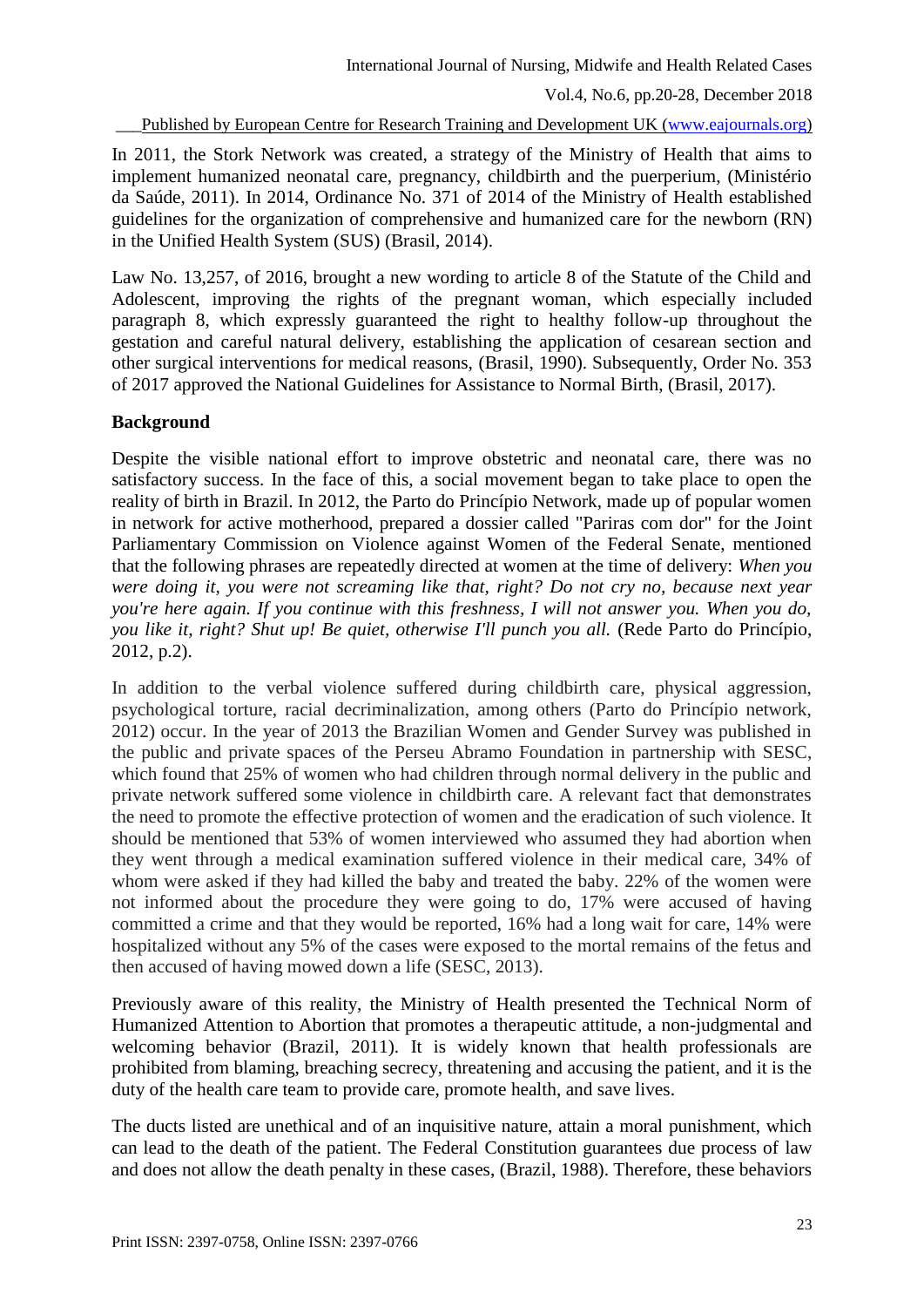In 2011, the Stork Network was created, a strategy of the Ministry of Health that aims to implement humanized neonatal care, pregnancy, childbirth and the puerperium, (Ministério da Saúde, 2011). In 2014, Ordinance No. 371 of 2014 of the Ministry of Health established guidelines for the organization of comprehensive and humanized care for the newborn (RN) in the Unified Health System (SUS) (Brasil, 2014).

Law No. 13,257, of 2016, brought a new wording to article 8 of the Statute of the Child and Adolescent, improving the rights of the pregnant woman, which especially included paragraph 8, which expressly guaranteed the right to healthy follow-up throughout the gestation and careful natural delivery, establishing the application of cesarean section and other surgical interventions for medical reasons, (Brasil, 1990). Subsequently, Order No. 353 of 2017 approved the National Guidelines for Assistance to Normal Birth, (Brasil, 2017).

**Background**

Despite the visible national effort to improve obstetric and neonatal care, there was no satisfactory success. In the face of this, a social movement began to take place to open the reality of birth in Brazil. In 2012, the Parto do Princípio Network, made up of popular women in network for active motherhood, prepared a dossier called "Pariras com dor" for the Joint Parliamentary Commission on Violence against Women of the Federal Senate, mentioned that the following phrases are repeatedly directed at women at the time of delivery: *When you were doing it, you were not screaming like that, right? Do not cry no, because next year you're here again. If you continue with this freshness, I will not answer you. When you do, you like it, right? Shut up! Be quiet, otherwise I'll punch you all.* (Rede Parto do Princípio, 2012, p.2).

In addition to the verbal violence suffered during childbirth care, physical aggression, psychological torture, racial decriminalization, among others (Parto do Princípio network, 2012) occur. In the year of 2013 the Brazilian Women and Gender Survey was published in the public and private spaces of the Perseu Abramo Foundation in partnership with SESC, which found that 25% of women who had children through normal delivery in the public and private network suffered some violence in childbirth care. A relevant fact that demonstrates the need to promote the effective protection of women and the eradication of such violence. It should be mentioned that 53% of women interviewed who assumed they had abortion when they went through a medical examination suffered violence in their medical care, 34% of whom were asked if they had killed the baby and treated the baby. 22% of the women were not informed about the procedure they were going to do, 17% were accused of having committed a crime and that they would be reported, 16% had a long wait for care, 14% were hospitalized without any 5% of the cases were exposed to the mortal remains of the fetus and then accused of having mowed down a life (SESC, 2013).

Previously aware of this reality, the Ministry of Health presented the Technical Norm of Humanized Attention to Abortion that promotes a therapeutic attitude, a non-judgmental and welcoming behavior (Brazil, 2011). It is widely known that health professionals are prohibited from blaming, breaching secrecy, threatening and accusing the patient, and it is the duty of the health care team to provide care, promote health, and save lives.

The ducts listed are unethical and of an inquisitive nature, attain a moral punishment, which can lead to the death of the patient. The Federal Constitution guarantees due process of law and does not allow the death penalty in these cases, (Brazil, 1988). Therefore, these behaviors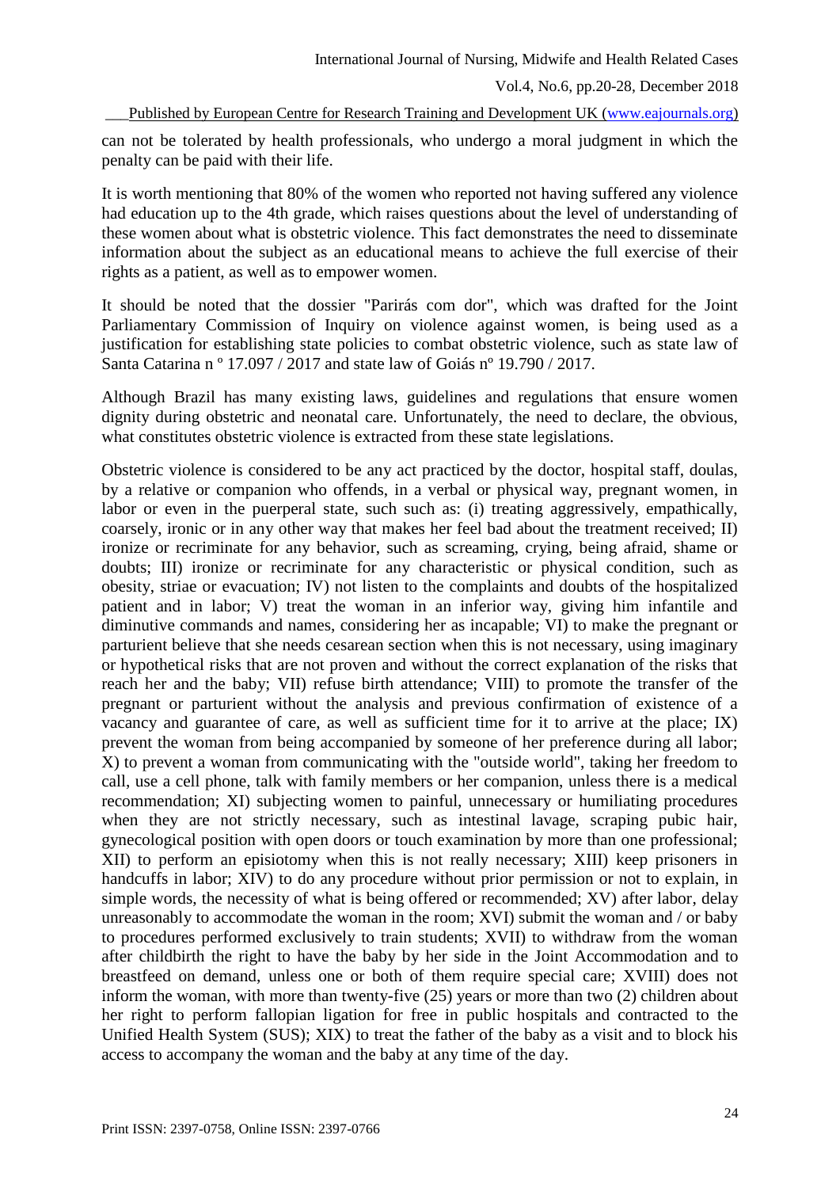can not be tolerated by health professionals, who undergo a moral judgment in which the penalty can be paid with their life.

It is worth mentioning that 80% of the women who reported not having suffered any violence had education up to the 4th grade, which raises questions about the level of understanding of these women about what is obstetric violence. This fact demonstrates the need to disseminate information about the subject as an educational means to achieve the full exercise of their rights as a patient, as well as to empower women.

It should be noted that the dossier "Parirás com dor", which was drafted for the Joint Parliamentary Commission of Inquiry on violence against women, is being used as a justification for establishing state policies to combat obstetric violence, such as state law of Santa Catarina n º 17.097 / 2017 and state law of Goiás nº 19.790 / 2017.

Although Brazil has many existing laws, guidelines and regulations that ensure women dignity during obstetric and neonatal care. Unfortunately, the need to declare, the obvious, what constitutes obstetric violence is extracted from these state legislations.

Obstetric violence is considered to be any act practiced by the doctor, hospital staff, doulas, by a relative or companion who offends, in a verbal or physical way, pregnant women, in labor or even in the puerperal state, such such as: (i) treating aggressively, empathically, coarsely, ironic or in any other way that makes her feel bad about the treatment received; II) ironize or recriminate for any behavior, such as screaming, crying, being afraid, shame or doubts; III) ironize or recriminate for any characteristic or physical condition, such as obesity, striae or evacuation; IV) not listen to the complaints and doubts of the hospitalized patient and in labor; V) treat the woman in an inferior way, giving him infantile and diminutive commands and names, considering her as incapable; VI) to make the pregnant or parturient believe that she needs cesarean section when this is not necessary, using imaginary or hypothetical risks that are not proven and without the correct explanation of the risks that reach her and the baby; VII) refuse birth attendance; VIII) to promote the transfer of the pregnant or parturient without the analysis and previous confirmation of existence of a vacancy and guarantee of care, as well as sufficient time for it to arrive at the place; IX) prevent the woman from being accompanied by someone of her preference during all labor; X) to prevent a woman from communicating with the "outside world", taking her freedom to call, use a cell phone, talk with family members or her companion, unless there is a medical recommendation; XI) subjecting women to painful, unnecessary or humiliating procedures when they are not strictly necessary, such as intestinal lavage, scraping pubic hair, gynecological position with open doors or touch examination by more than one professional; XII) to perform an episiotomy when this is not really necessary; XIII) keep prisoners in handcuffs in labor; XIV) to do any procedure without prior permission or not to explain, in simple words, the necessity of what is being offered or recommended; XV) after labor, delay unreasonably to accommodate the woman in the room; XVI) submit the woman and / or baby to procedures performed exclusively to train students; XVII) to withdraw from the woman after childbirth the right to have the baby by her side in the Joint Accommodation and to breastfeed on demand, unless one or both of them require special care; XVIII) does not inform the woman, with more than twenty-five (25) years or more than two (2) children about her right to perform fallopian ligation for free in public hospitals and contracted to the Unified Health System (SUS); XIX) to treat the father of the baby as a visit and to block his access to accompany the woman and the baby at any time of the day.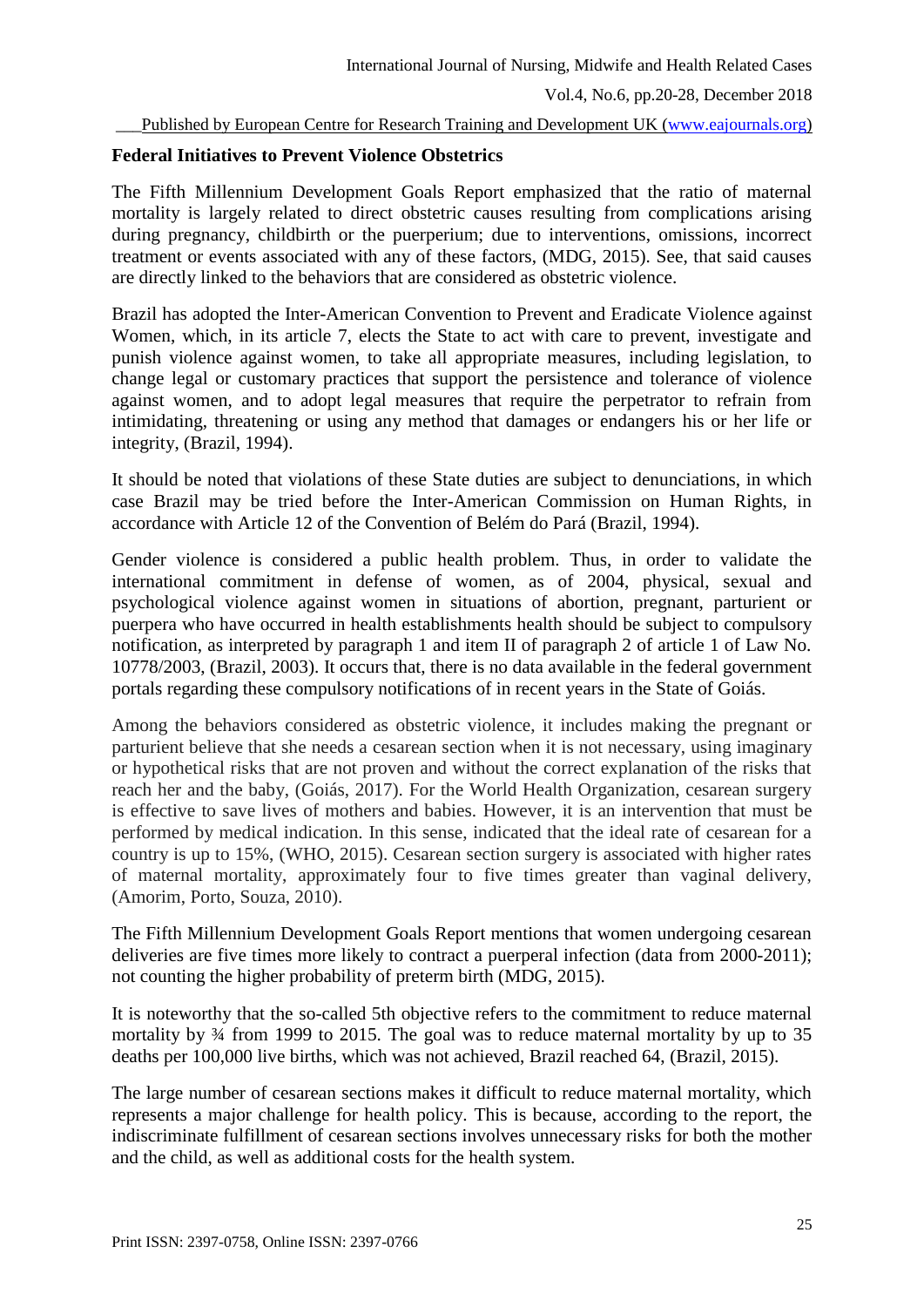**Federal Initiatives to Prevent Violence Obstetrics**

The Fifth Millennium Development Goals Report emphasized that the ratio of maternal mortality is largely related to direct obstetric causes resulting from complications arising during pregnancy, childbirth or the puerperium; due to interventions, omissions, incorrect treatment or events associated with any of these factors, (MDG, 2015). See, that said causes are directly linked to the behaviors that are considered as obstetric violence.

Brazil has adopted the Inter-American Convention to Prevent and Eradicate Violence against Women, which, in its article 7, elects the State to act with care to prevent, investigate and punish violence against women, to take all appropriate measures, including legislation, to change legal or customary practices that support the persistence and tolerance of violence against women, and to adopt legal measures that require the perpetrator to refrain from intimidating, threatening or using any method that damages or endangers his or her life or integrity, (Brazil, 1994).

It should be noted that violations of these State duties are subject to denunciations, in which case Brazil may be tried before the Inter-American Commission on Human Rights, in accordance with Article 12 of the Convention of Belém do Pará (Brazil, 1994).

Gender violence is considered a public health problem. Thus, in order to validate the international commitment in defense of women, as of 2004, physical, sexual and psychological violence against women in situations of abortion, pregnant, parturient or puerpera who have occurred in health establishments health should be subject to compulsory notification, as interpreted by paragraph 1 and item II of paragraph 2 of article 1 of Law No. 10778/2003, (Brazil, 2003). It occurs that, there is no data available in the federal government portals regarding these compulsory notifications of in recent years in the State of Goiás.

Among the behaviors considered as obstetric violence, it includes making the pregnant or parturient believe that she needs a cesarean section when it is not necessary, using imaginary or hypothetical risks that are not proven and without the correct explanation of the risks that reach her and the baby, (Goiás, 2017). For the World Health Organization, cesarean surgery is effective to save lives of mothers and babies. However, it is an intervention that must be performed by medical indication. In this sense, indicated that the ideal rate of cesarean for a country is up to 15%, (WHO, 2015). Cesarean section surgery is associated with higher rates of maternal mortality, approximately four to five times greater than vaginal delivery, (Amorim, Porto, Souza, 2010).

The Fifth Millennium Development Goals Report mentions that women undergoing cesarean deliveries are five times more likely to contract a puerperal infection (data from 2000-2011); not counting the higher probability of preterm birth (MDG, 2015).

It is noteworthy that the so-called 5th objective refers to the commitment to reduce maternal mortality by ¾ from 1999 to 2015. The goal was to reduce maternal mortality by up to 35 deaths per 100,000 live births, which was not achieved, Brazil reached 64, (Brazil, 2015).

The large number of cesarean sections makes it difficult to reduce maternal mortality, which represents a major challenge for health policy. This is because, according to the report, the indiscriminate fulfillment of cesarean sections involves unnecessary risks for both the mother and the child, as well as additional costs for the health system.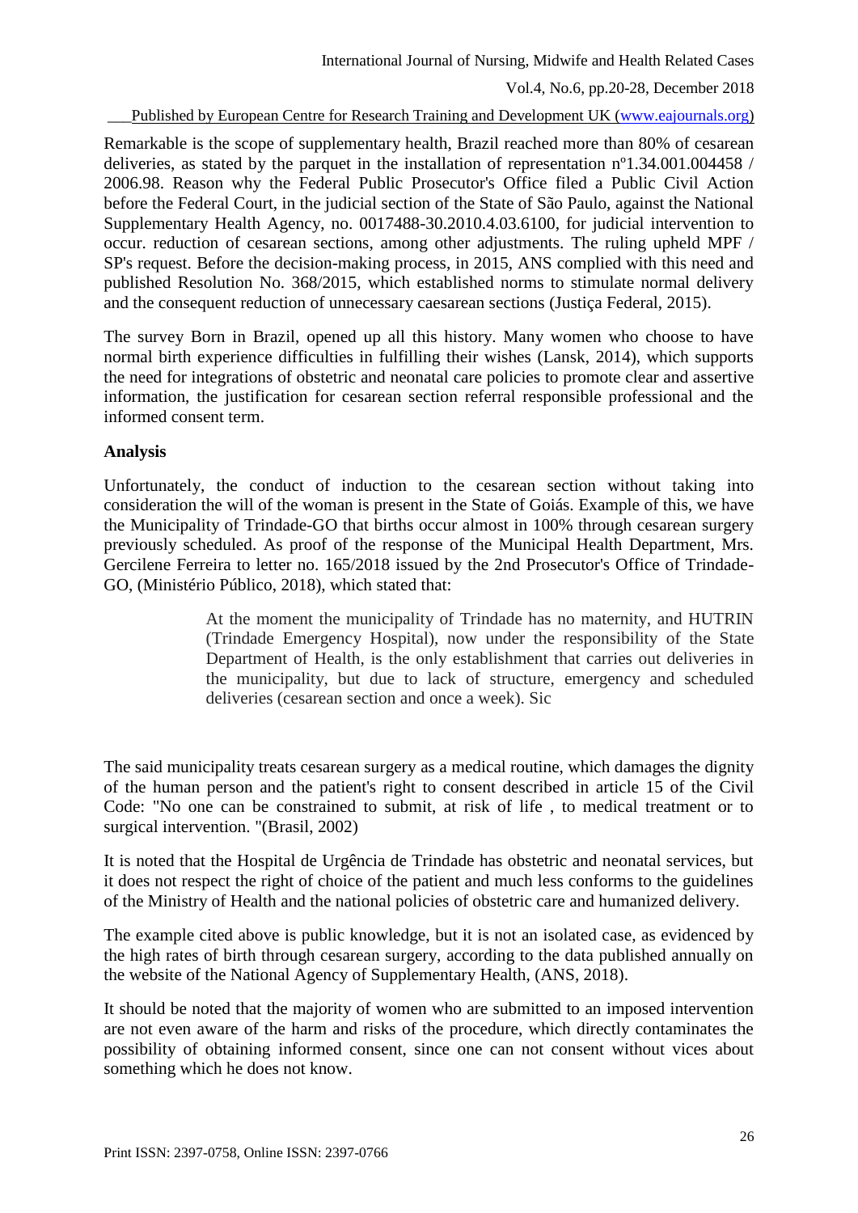Remarkable is the scope of supplementary health, Brazil reached more than 80% of cesarean deliveries, as stated by the parquet in the installation of representation nº1.34.001.004458 / 2006.98. Reason why the Federal Public Prosecutor's Office filed a Public Civil Action before the Federal Court, in the judicial section of the State of São Paulo, against the National Supplementary Health Agency, no. 0017488-30.2010.4.03.6100, for judicial intervention to occur. reduction of cesarean sections, among other adjustments. The ruling upheld MPF / SP's request. Before the decision-making process, in 2015, ANS complied with this need and published Resolution No. 368/2015, which established norms to stimulate normal delivery and the consequent reduction of unnecessary caesarean sections (Justiça Federal, 2015).

The survey Born in Brazil, opened up all this history. Many women who choose to have normal birth experience difficulties in fulfilling their wishes (Lansk, 2014), which supports the need for integrations of obstetric and neonatal care policies to promote clear and assertive information, the justification for cesarean section referral responsible professional and the informed consent term.

**Analysis**

Unfortunately, the conduct of induction to the cesarean section without taking into consideration the will of the woman is present in the State of Goiás. Example of this, we have the Municipality of Trindade-GO that births occur almost in 100% through cesarean surgery previously scheduled. As proof of the response of the Municipal Health Department, Mrs. Gercilene Ferreira to letter no. 165/2018 issued by the 2nd Prosecutor's Office of Trindade-GO, (Ministério Público, 2018), which stated that:

> At the moment the municipality of Trindade has no maternity, and HUTRIN (Trindade Emergency Hospital), now under the responsibility of the State Department of Health, is the only establishment that carries out deliveries in the municipality, but due to lack of structure, emergency and scheduled deliveries (cesarean section and once a week). Sic

The said municipality treats cesarean surgery as a medical routine, which damages the dignity of the human person and the patient's right to consent described in article 15 of the Civil Code: "No one can be constrained to submit, at risk of life , to medical treatment or to surgical intervention. "(Brasil, 2002)

It is noted that the Hospital de Urgência de Trindade has obstetric and neonatal services, but it does not respect the right of choice of the patient and much less conforms to the guidelines of the Ministry of Health and the national policies of obstetric care and humanized delivery.

The example cited above is public knowledge, but it is not an isolated case, as evidenced by the high rates of birth through cesarean surgery, according to the data published annually on the website of the National Agency of Supplementary Health, (ANS, 2018).

It should be noted that the majority of women who are submitted to an imposed intervention are not even aware of the harm and risks of the procedure, which directly contaminates the possibility of obtaining informed consent, since one can not consent without vices about something which he does not know.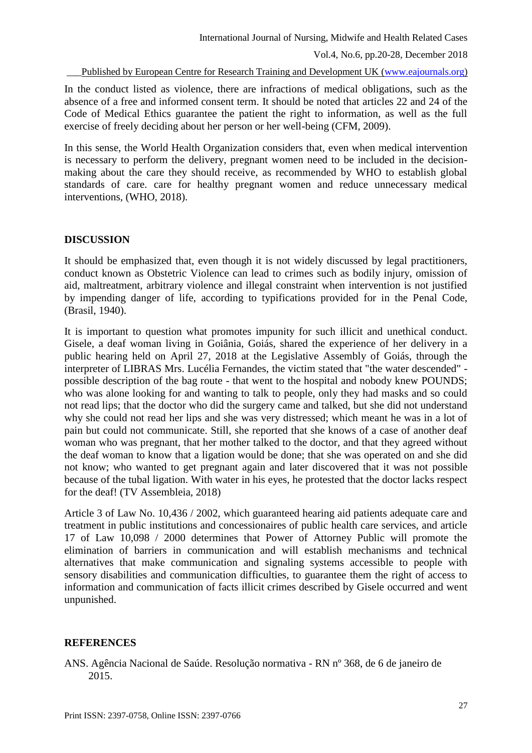In the conduct listed as violence, there are infractions of medical obligations, such as the absence of a free and informed consent term. It should be noted that articles 22 and 24 of the Code of Medical Ethics guarantee the patient the right to information, as well as the full exercise of freely deciding about her person or her well-being (CFM, 2009).

In this sense, the World Health Organization considers that, even when medical intervention is necessary to perform the delivery, pregnant women need to be included in the decision-making about the care they should receive, as recommended by WHO to establish global standards of care. care for healthy pregnant women and reduce unnecessary medical interventions, (WHO, 2018).

## DISCUSSION

It should be emphasized that, even though it is not widely discussed by legal practitioners, conduct known as Obstetric Violence can lead to crimes such as bodily injury, omission of aid, maltreatment, arbitrary violence and illegal constraint when intervention is not justified by impending danger of life, according to typifications provided for in the Penal Code, (Brasil, 1940).

It is important to question what promotes impunity for such illicit and unethical conduct. Gisele, a deaf woman living in Goiânia, Goiás, shared the experience of her delivery in a public hearing held on April 27, 2018 at the Legislative Assembly of Goiás, through the interpreter of LIBRAS Mrs. Lucélia Fernandes, the victim stated that "the water descended" - possible description of the bag route - that went to the hospital and nobody knew POUNDS; who was alone looking for and wanting to talk to people, only they had masks and so could not read lips; that the doctor who did the surgery came and talked, but she did not understand why she could not read her lips and she was very distressed; which meant he was in a lot of pain but could not communicate. Still, she reported that she knows of a case of another deaf woman who was pregnant, that her mother talked to the doctor, and that they agreed without the deaf woman to know that a ligation would be done; that she was operated on and she did not know; who wanted to get pregnant again and later discovered that it was not possible because of the tubal ligation. With water in his eyes, he protested that the doctor lacks respect for the deaf! (TV Assembleia, 2018)

Article 3 of Law No. 10,436 / 2002, which guaranteed hearing aid patients adequate care and treatment in public institutions and concessionaires of public health care services, and article 17 of Law 10,098 / 2000 determines that Power of Attorney Public will promote the elimination of barriers in communication and will establish mechanisms and technical alternatives that make communication and signaling systems accessible to people with sensory disabilities and communication difficulties, to guarantee them the right of access to information and communication of facts illicit crimes described by Gisele occurred and went unpunished.

## REFERENCES

ANS. Agência Nacional de Saúde. Resolução normativa - RN nº 368, de 6 de janeiro de 2015.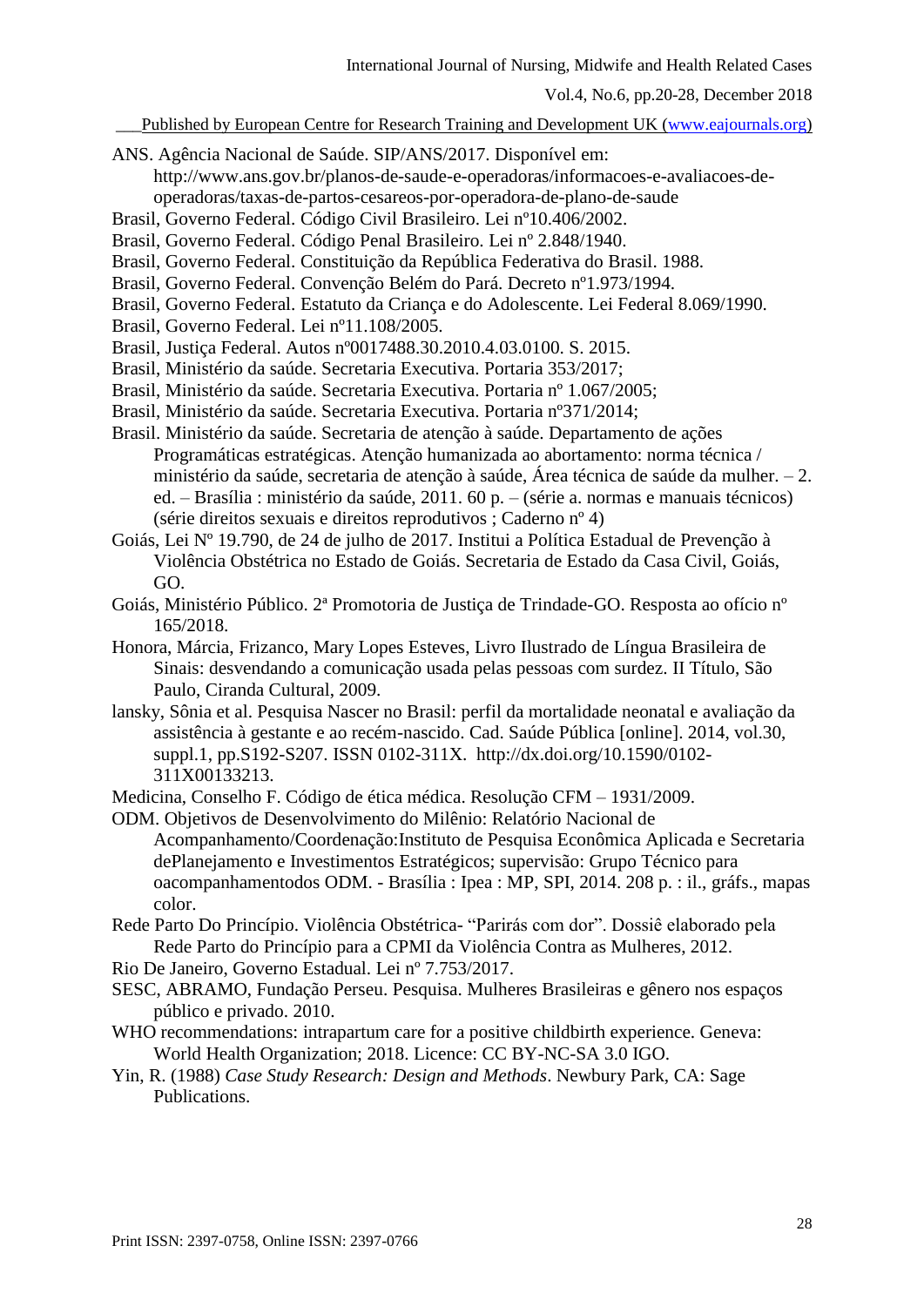ANS. Agência Nacional de Saúde. SIP/ANS/2017. Disponível em: http://www.ans.gov.br/planos-de-saude-e-operadoras/informacoes-e-avaliacoes-de-operadoras/taxas-de-partos-cesareos-por-operadora-de-plano-de-saude

Brasil, Governo Federal. Código Civil Brasileiro. Lei nº10.406/2002.

Brasil, Governo Federal. Código Penal Brasileiro. Lei nº 2.848/1940.

Brasil, Governo Federal. Constituição da República Federativa do Brasil. 1988.

Brasil, Governo Federal. Convenção Belém do Pará. Decreto nº1.973/1994.

Brasil, Governo Federal. Estatuto da Criança e do Adolescente. Lei Federal 8.069/1990.

Brasil, Governo Federal. Lei nº11.108/2005.

Brasil, Justiça Federal. Autos nº0017488.30.2010.4.03.0100. S. 2015.

Brasil, Ministério da saúde. Secretaria Executiva. Portaria 353/2017;

Brasil, Ministério da saúde. Secretaria Executiva. Portaria nº 1.067/2005;

Brasil, Ministério da saúde. Secretaria Executiva. Portaria nº371/2014;

Brasil. Ministério da saúde. Secretaria de atenção à saúde. Departamento de ações Programáticas estratégicas. Atenção humanizada ao abortamento: norma técnica / ministério da saúde, secretaria de atenção à saúde, Área técnica de saúde da mulher. – 2. ed. – Brasília : ministério da saúde, 2011. 60 p. – (série a. normas e manuais técnicos) (série direitos sexuais e direitos reprodutivos ; Caderno nº 4)

Goiás, Lei Nº 19.790, de 24 de julho de 2017. Institui a Política Estadual de Prevenção à Violência Obstétrica no Estado de Goiás. Secretaria de Estado da Casa Civil, Goiás, GO.

Goiás, Ministério Público. 2ª Promotoria de Justiça de Trindade-GO. Resposta ao ofício nº 165/2018.

Honora, Márcia, Frizanco, Mary Lopes Esteves, Livro Ilustrado de Língua Brasileira de Sinais: desvendando a comunicação usada pelas pessoas com surdez. II Título, São Paulo, Ciranda Cultural, 2009.

lansky, Sônia et al. Pesquisa Nascer no Brasil: perfil da mortalidade neonatal e avaliação da assistência à gestante e ao recém-nascido. Cad. Saúde Pública [online]. 2014, vol.30, suppl.1, pp.S192-S207. ISSN 0102-311X. http://dx.doi.org/10.1590/0102-311X00133213.

Medicina, Conselho F. Código de ética médica. Resolução CFM – 1931/2009.

ODM. Objetivos de Desenvolvimento do Milênio: Relatório Nacional de Acompanhamento/Coordenação:Instituto de Pesquisa Econômica Aplicada e Secretaria dePlanejamento e Investimentos Estratégicos; supervisão: Grupo Técnico para oacompanhamentodos ODM. - Brasília : Ipea : MP, SPI, 2014. 208 p. : il., gráfs., mapas color.

Rede Parto Do Princípio. Violência Obstétrica- "Parirás com dor". Dossiê elaborado pela Rede Parto do Princípio para a CPMI da Violência Contra as Mulheres, 2012.

Rio De Janeiro, Governo Estadual. Lei nº 7.753/2017.

SESC, ABRAMO, Fundação Perseu. Pesquisa. Mulheres Brasileiras e gênero nos espaços público e privado. 2010.

WHO recommendations: intrapartum care for a positive childbirth experience. Geneva: World Health Organization; 2018. Licence: CC BY-NC-SA 3.0 IGO.

Yin, R. (1988) *Case Study Research: Design and Methods*. Newbury Park, CA: Sage Publications.